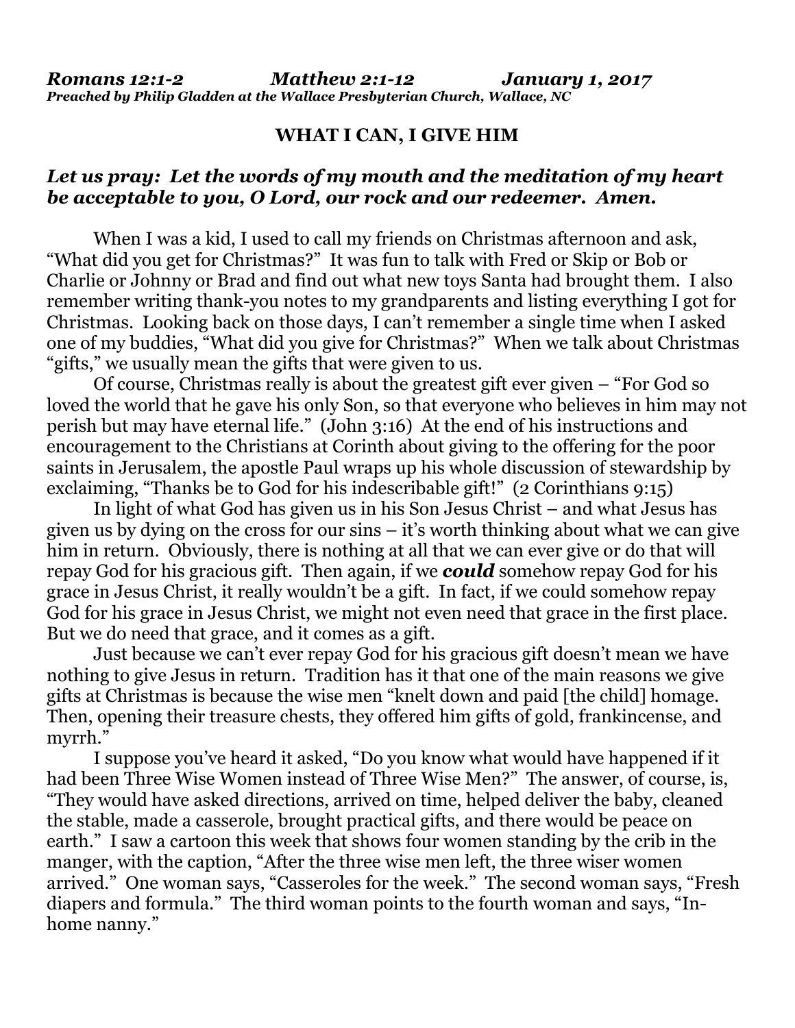***Romans 12:1-2 Matthew 2:1-12 January 1, 2017***
***Preached by Philip Gladden at the Wallace Presbyterian Church, Wallace, NC***

## WHAT I CAN, I GIVE HIM

***Let us pray: Let the words of my mouth and the meditation of my heart be acceptable to you, O Lord, our rock and our redeemer. Amen.***

When I was a kid, I used to call my friends on Christmas afternoon and ask, "What did you get for Christmas?" It was fun to talk with Fred or Skip or Bob or Charlie or Johnny or Brad and find out what new toys Santa had brought them. I also remember writing thank-you notes to my grandparents and listing everything I got for Christmas. Looking back on those days, I can't remember a single time when I asked one of my buddies, "What did you give for Christmas?" When we talk about Christmas "gifts," we usually mean the gifts that were given to us.

Of course, Christmas really is about the greatest gift ever given – "For God so loved the world that he gave his only Son, so that everyone who believes in him may not perish but may have eternal life." (John 3:16) At the end of his instructions and encouragement to the Christians at Corinth about giving to the offering for the poor saints in Jerusalem, the apostle Paul wraps up his whole discussion of stewardship by exclaiming, "Thanks be to God for his indescribable gift!" (2 Corinthians 9:15)

In light of what God has given us in his Son Jesus Christ – and what Jesus has given us by dying on the cross for our sins – it's worth thinking about what we can give him in return. Obviously, there is nothing at all that we can ever give or do that will repay God for his gracious gift. Then again, if we ***could*** somehow repay God for his grace in Jesus Christ, it really wouldn't be a gift. In fact, if we could somehow repay God for his grace in Jesus Christ, we might not even need that grace in the first place. But we do need that grace, and it comes as a gift.

Just because we can't ever repay God for his gracious gift doesn't mean we have nothing to give Jesus in return. Tradition has it that one of the main reasons we give gifts at Christmas is because the wise men "knelt down and paid [the child] homage. Then, opening their treasure chests, they offered him gifts of gold, frankincense, and myrrh."

I suppose you've heard it asked, "Do you know what would have happened if it had been Three Wise Women instead of Three Wise Men?" The answer, of course, is, "They would have asked directions, arrived on time, helped deliver the baby, cleaned the stable, made a casserole, brought practical gifts, and there would be peace on earth." I saw a cartoon this week that shows four women standing by the crib in the manger, with the caption, "After the three wise men left, the three wiser women arrived." One woman says, "Casseroles for the week." The second woman says, "Fresh diapers and formula." The third woman points to the fourth woman and says, "In-home nanny."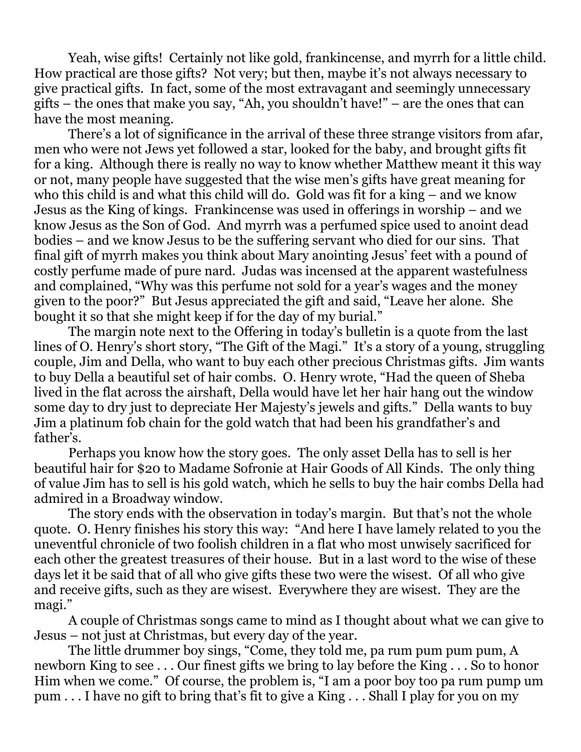Yeah, wise gifts! Certainly not like gold, frankincense, and myrrh for a little child. How practical are those gifts? Not very; but then, maybe it's not always necessary to give practical gifts. In fact, some of the most extravagant and seemingly unnecessary gifts – the ones that make you say, "Ah, you shouldn't have!" – are the ones that can have the most meaning.

There's a lot of significance in the arrival of these three strange visitors from afar, men who were not Jews yet followed a star, looked for the baby, and brought gifts fit for a king. Although there is really no way to know whether Matthew meant it this way or not, many people have suggested that the wise men's gifts have great meaning for who this child is and what this child will do. Gold was fit for a king – and we know Jesus as the King of kings. Frankincense was used in offerings in worship – and we know Jesus as the Son of God. And myrrh was a perfumed spice used to anoint dead bodies – and we know Jesus to be the suffering servant who died for our sins. That final gift of myrrh makes you think about Mary anointing Jesus' feet with a pound of costly perfume made of pure nard. Judas was incensed at the apparent wastefulness and complained, "Why was this perfume not sold for a year's wages and the money given to the poor?" But Jesus appreciated the gift and said, "Leave her alone. She bought it so that she might keep if for the day of my burial."

The margin note next to the Offering in today's bulletin is a quote from the last lines of O. Henry's short story, "The Gift of the Magi." It's a story of a young, struggling couple, Jim and Della, who want to buy each other precious Christmas gifts. Jim wants to buy Della a beautiful set of hair combs. O. Henry wrote, "Had the queen of Sheba lived in the flat across the airshaft, Della would have let her hair hang out the window some day to dry just to depreciate Her Majesty's jewels and gifts." Della wants to buy Jim a platinum fob chain for the gold watch that had been his grandfather's and father's.

Perhaps you know how the story goes. The only asset Della has to sell is her beautiful hair for $20 to Madame Sofronie at Hair Goods of All Kinds. The only thing of value Jim has to sell is his gold watch, which he sells to buy the hair combs Della had admired in a Broadway window.

The story ends with the observation in today's margin. But that's not the whole quote. O. Henry finishes his story this way: "And here I have lamely related to you the uneventful chronicle of two foolish children in a flat who most unwisely sacrificed for each other the greatest treasures of their house. But in a last word to the wise of these days let it be said that of all who give gifts these two were the wisest. Of all who give and receive gifts, such as they are wisest. Everywhere they are wisest. They are the magi."

A couple of Christmas songs came to mind as I thought about what we can give to Jesus – not just at Christmas, but every day of the year.

The little drummer boy sings, "Come, they told me, pa rum pum pum pum, A newborn King to see . . . Our finest gifts we bring to lay before the King . . . So to honor Him when we come." Of course, the problem is, "I am a poor boy too pa rum pump um pum . . . I have no gift to bring that's fit to give a King . . . Shall I play for you on my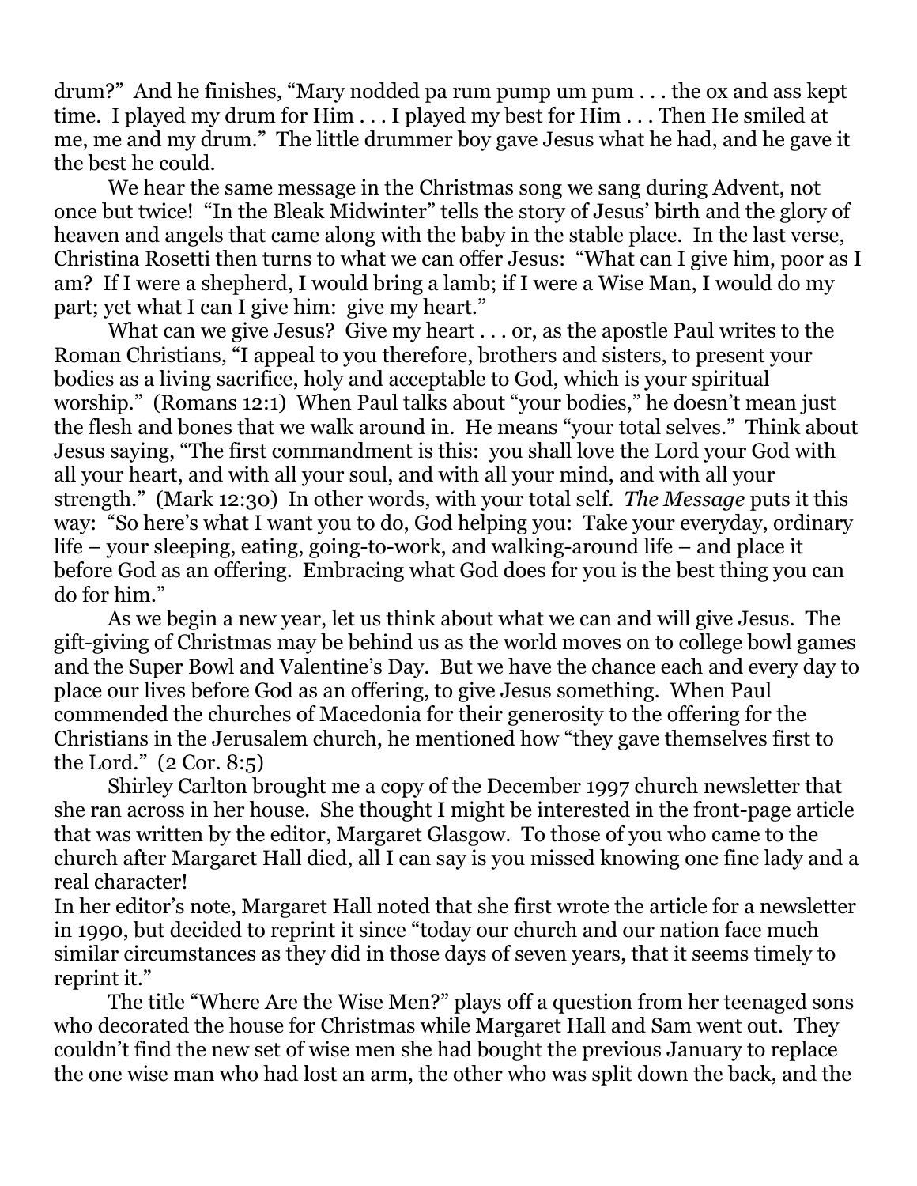drum?" And he finishes, "Mary nodded pa rum pump um pum . . . the ox and ass kept time. I played my drum for Him . . . I played my best for Him . . . Then He smiled at me, me and my drum." The little drummer boy gave Jesus what he had, and he gave it the best he could.

We hear the same message in the Christmas song we sang during Advent, not once but twice! "In the Bleak Midwinter" tells the story of Jesus' birth and the glory of heaven and angels that came along with the baby in the stable place. In the last verse, Christina Rosetti then turns to what we can offer Jesus: "What can I give him, poor as I am? If I were a shepherd, I would bring a lamb; if I were a Wise Man, I would do my part; yet what I can I give him: give my heart."

What can we give Jesus? Give my heart . . . or, as the apostle Paul writes to the Roman Christians, "I appeal to you therefore, brothers and sisters, to present your bodies as a living sacrifice, holy and acceptable to God, which is your spiritual worship." (Romans 12:1) When Paul talks about "your bodies," he doesn't mean just the flesh and bones that we walk around in. He means "your total selves." Think about Jesus saying, "The first commandment is this: you shall love the Lord your God with all your heart, and with all your soul, and with all your mind, and with all your strength." (Mark 12:30) In other words, with your total self. *The Message* puts it this way: "So here's what I want you to do, God helping you: Take your everyday, ordinary life – your sleeping, eating, going-to-work, and walking-around life – and place it before God as an offering. Embracing what God does for you is the best thing you can do for him."

As we begin a new year, let us think about what we can and will give Jesus. The gift-giving of Christmas may be behind us as the world moves on to college bowl games and the Super Bowl and Valentine's Day. But we have the chance each and every day to place our lives before God as an offering, to give Jesus something. When Paul commended the churches of Macedonia for their generosity to the offering for the Christians in the Jerusalem church, he mentioned how "they gave themselves first to the Lord." (2 Cor. 8:5)

Shirley Carlton brought me a copy of the December 1997 church newsletter that she ran across in her house. She thought I might be interested in the front-page article that was written by the editor, Margaret Glasgow. To those of you who came to the church after Margaret Hall died, all I can say is you missed knowing one fine lady and a real character!

In her editor's note, Margaret Hall noted that she first wrote the article for a newsletter in 1990, but decided to reprint it since "today our church and our nation face much similar circumstances as they did in those days of seven years, that it seems timely to reprint it."

The title "Where Are the Wise Men?" plays off a question from her teenaged sons who decorated the house for Christmas while Margaret Hall and Sam went out. They couldn't find the new set of wise men she had bought the previous January to replace the one wise man who had lost an arm, the other who was split down the back, and the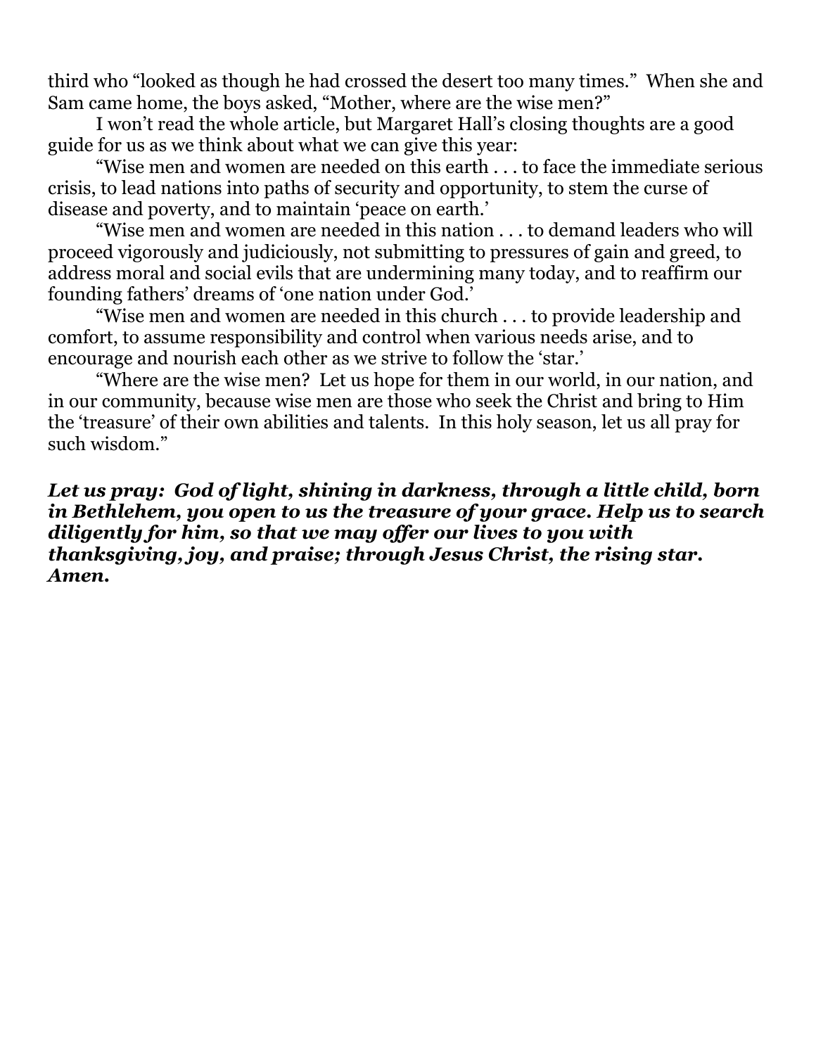third who "looked as though he had crossed the desert too many times." When she and Sam came home, the boys asked, "Mother, where are the wise men?"

I won't read the whole article, but Margaret Hall's closing thoughts are a good guide for us as we think about what we can give this year:

"Wise men and women are needed on this earth . . . to face the immediate serious crisis, to lead nations into paths of security and opportunity, to stem the curse of disease and poverty, and to maintain 'peace on earth.'

"Wise men and women are needed in this nation . . . to demand leaders who will proceed vigorously and judiciously, not submitting to pressures of gain and greed, to address moral and social evils that are undermining many today, and to reaffirm our founding fathers' dreams of 'one nation under God.'

"Wise men and women are needed in this church . . . to provide leadership and comfort, to assume responsibility and control when various needs arise, and to encourage and nourish each other as we strive to follow the 'star.'

"Where are the wise men? Let us hope for them in our world, in our nation, and in our community, because wise men are those who seek the Christ and bring to Him the 'treasure' of their own abilities and talents. In this holy season, let us all pray for such wisdom."

***Let us pray: God of light, shining in darkness, through a little child, born in Bethlehem, you open to us the treasure of your grace. Help us to search diligently for him, so that we may offer our lives to you with thanksgiving, joy, and praise; through Jesus Christ, the rising star. Amen.***